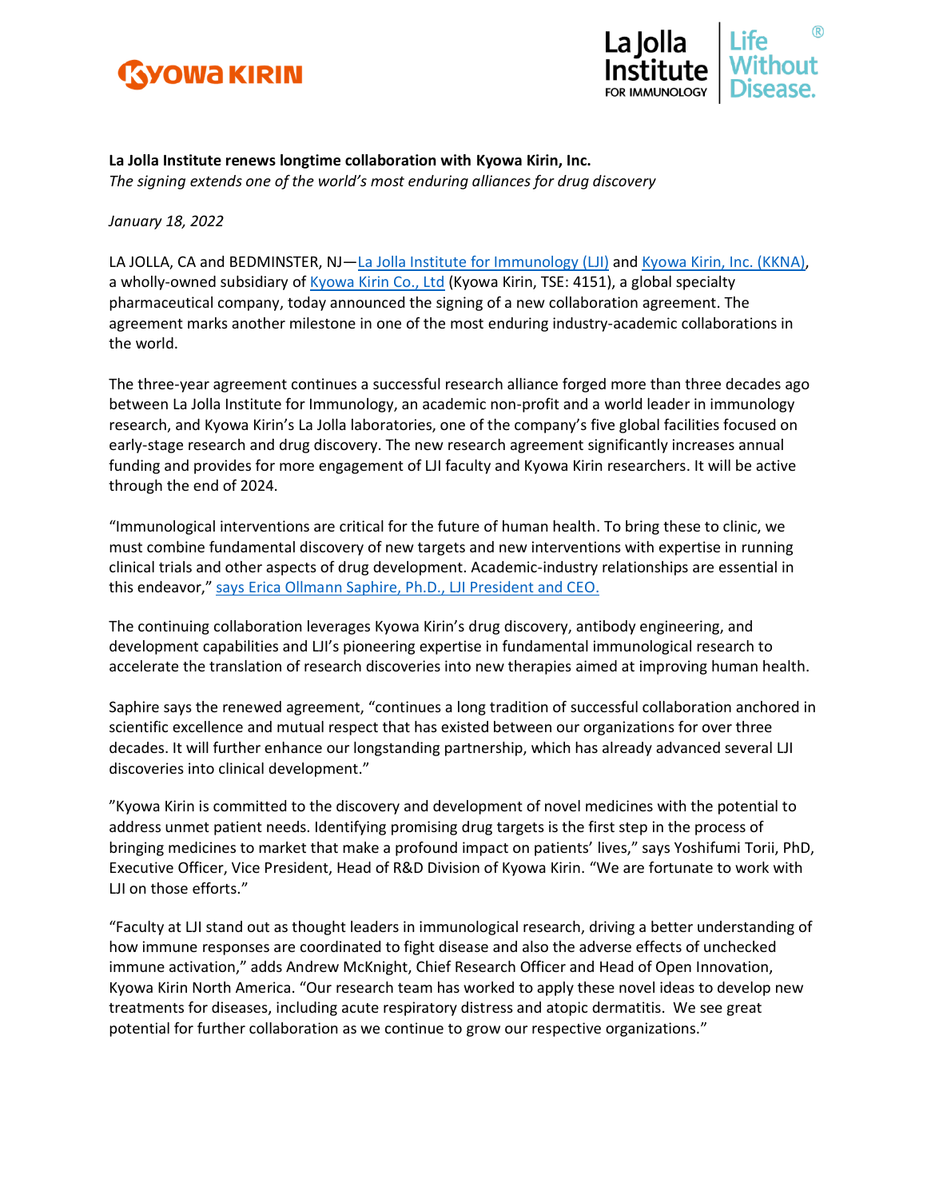**La Jolla Institute renews longtime collaboration with Kyowa Kirin, Inc.**

*The signing extends one of the world's most enduring alliances for drug discovery*

*January 18, 2022*

LA JOLLA, CA and BEDMINSTER, NJ—La Jolla Institute for Immunology (LJI) and Kyowa Kirin, Inc. (KKNA), a wholly-owned subsidiary of Kyowa Kirin Co., Ltd (Kyowa Kirin, TSE: 4151), a global specialty pharmaceutical company, today announced the signing of a new collaboration agreement. The agreement marks another milestone in one of the most enduring industry-academic collaborations in the world.

The three-year agreement continues a successful research alliance forged more than three decades ago between La Jolla Institute for Immunology, an academic non-profit and a world leader in immunology research, and Kyowa Kirin's La Jolla laboratories, one of the company's five global facilities focused on early-stage research and drug discovery. The new research agreement significantly increases annual funding and provides for more engagement of LJI faculty and Kyowa Kirin researchers. It will be active through the end of 2024.

"Immunological interventions are critical for the future of human health. To bring these to clinic, we must combine fundamental discovery of new targets and new interventions with expertise in running clinical trials and other aspects of drug development. Academic-industry relationships are essential in this endeavor," says Erica Ollmann Saphire, Ph.D., LJI President and CEO.

The continuing collaboration leverages Kyowa Kirin's drug discovery, antibody engineering, and development capabilities and LJI's pioneering expertise in fundamental immunological research to accelerate the translation of research discoveries into new therapies aimed at improving human health.

Saphire says the renewed agreement, "continues a long tradition of successful collaboration anchored in scientific excellence and mutual respect that has existed between our organizations for over three decades. It will further enhance our longstanding partnership, which has already advanced several LJI discoveries into clinical development."

"Kyowa Kirin is committed to the discovery and development of novel medicines with the potential to address unmet patient needs. Identifying promising drug targets is the first step in the process of bringing medicines to market that make a profound impact on patients' lives," says Yoshifumi Torii, PhD, Executive Officer, Vice President, Head of R&D Division of Kyowa Kirin. "We are fortunate to work with LJI on those efforts."

"Faculty at LJI stand out as thought leaders in immunological research, driving a better understanding of how immune responses are coordinated to fight disease and also the adverse effects of unchecked immune activation," adds Andrew McKnight, Chief Research Officer and Head of Open Innovation, Kyowa Kirin North America. "Our research team has worked to apply these novel ideas to develop new treatments for diseases, including acute respiratory distress and atopic dermatitis. We see great potential for further collaboration as we continue to grow our respective organizations."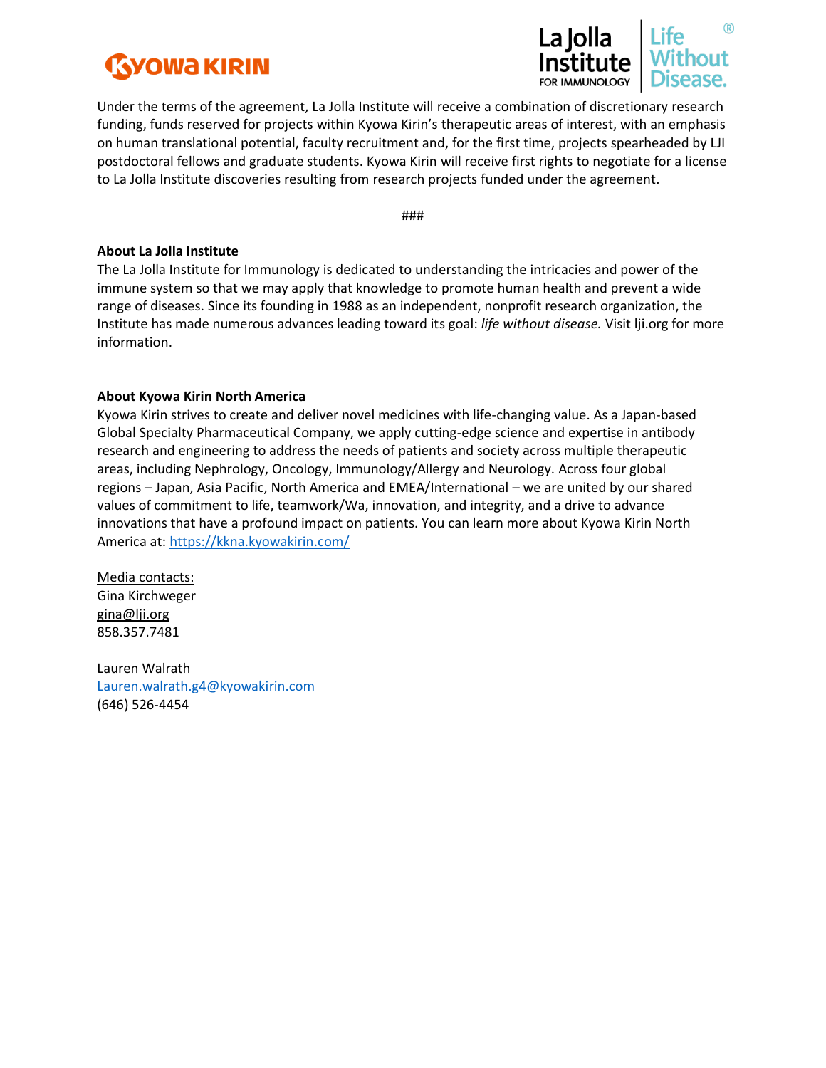Under the terms of the agreement, La Jolla Institute will receive a combination of discretionary research funding, funds reserved for projects within Kyowa Kirin's therapeutic areas of interest, with an emphasis on human translational potential, faculty recruitment and, for the first time, projects spearheaded by LJI postdoctoral fellows and graduate students. Kyowa Kirin will receive first rights to negotiate for a license to La Jolla Institute discoveries resulting from research projects funded under the agreement.

###

**About La Jolla Institute**
The La Jolla Institute for Immunology is dedicated to understanding the intricacies and power of the immune system so that we may apply that knowledge to promote human health and prevent a wide range of diseases. Since its founding in 1988 as an independent, nonprofit research organization, the Institute has made numerous advances leading toward its goal: *life without disease.* Visit lji.org for more information.

**About Kyowa Kirin North America**
Kyowa Kirin strives to create and deliver novel medicines with life-changing value. As a Japan-based Global Specialty Pharmaceutical Company, we apply cutting-edge science and expertise in antibody research and engineering to address the needs of patients and society across multiple therapeutic areas, including Nephrology, Oncology, Immunology/Allergy and Neurology. Across four global regions – Japan, Asia Pacific, North America and EMEA/International – we are united by our shared values of commitment to life, teamwork/Wa, innovation, and integrity, and a drive to advance innovations that have a profound impact on patients. You can learn more about Kyowa Kirin North America at: https://kkna.kyowakirin.com/

Media contacts:
Gina Kirchweger
gina@lji.org
858.357.7481

Lauren Walrath
Lauren.walrath.g4@kyowakirin.com
(646) 526-4454